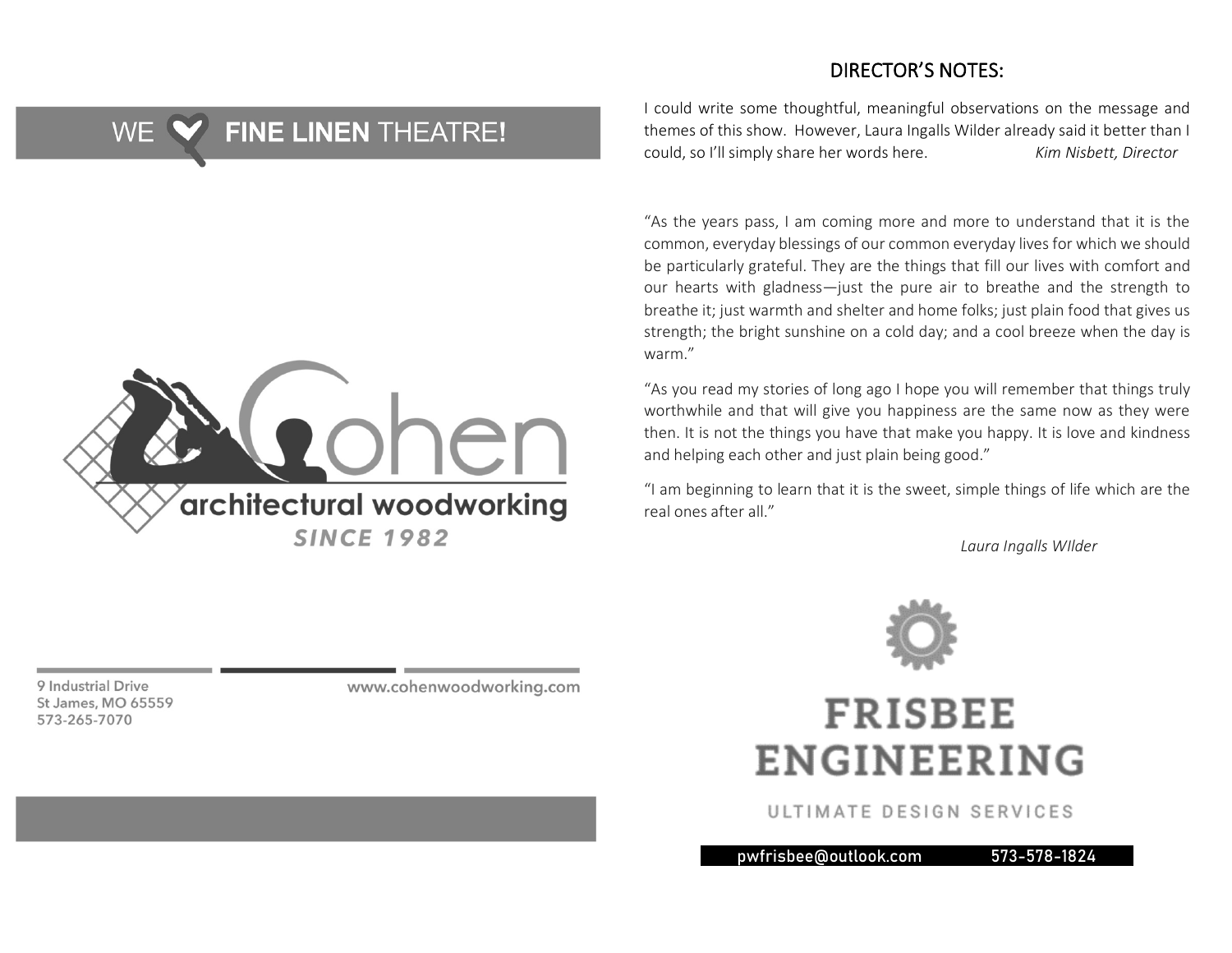WE ♥ **FINE LINEN** THEATRE!

Cohen

architectural woodworking

SINCE 1982

9 Industrial Drive
St James, MO 65559
573-265-7070

www.cohenwoodworking.com

## DIRECTOR'S NOTES:

I could write some thoughtful, meaningful observations on the message and themes of this show. However, Laura Ingalls Wilder already said it better than I could, so I'll simply share her words here. *Kim Nisbett, Director*

"As the years pass, I am coming more and more to understand that it is the common, everyday blessings of our common everyday lives for which we should be particularly grateful. They are the things that fill our lives with comfort and our hearts with gladness—just the pure air to breathe and the strength to breathe it; just warmth and shelter and home folks; just plain food that gives us strength; the bright sunshine on a cold day; and a cool breeze when the day is warm."

"As you read my stories of long ago I hope you will remember that things truly worthwhile and that will give you happiness are the same now as they were then. It is not the things you have that make you happy. It is love and kindness and helping each other and just plain being good."

"I am beginning to learn that it is the sweet, simple things of life which are the real ones after all."

*Laura Ingalls WIlder*

**FRISBEE ENGINEERING**

ULTIMATE DESIGN SERVICES

pwfrisbee@outlook.com 573-578-1824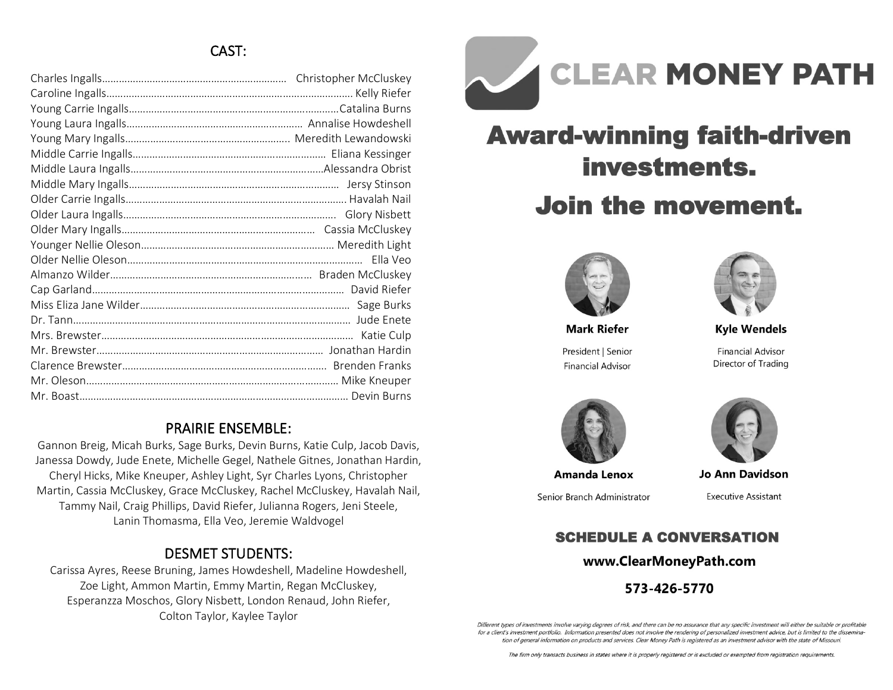## CAST:

| Role | Actor |
|---|---|
| Charles Ingalls | Christopher McCluskey |
| Caroline Ingalls | Kelly Riefer |
| Young Carrie Ingalls | Catalina Burns |
| Young Laura Ingalls | Annalise Howdeshell |
| Young Mary Ingalls | Meredith Lewandowski |
| Middle Carrie Ingalls | Eliana Kessinger |
| Middle Laura Ingalls | Alessandra Obrist |
| Middle Mary Ingalls | Jersy Stinson |
| Older Carrie Ingalls | Havalah Nail |
| Older Laura Ingalls | Glory Nisbett |
| Older Mary Ingalls | Cassia McCluskey |
| Younger Nellie Oleson | Meredith Light |
| Older Nellie Oleson | Ella Veo |
| Almanzo Wilder | Braden McCluskey |
| Cap Garland | David Riefer |
| Miss Eliza Jane Wilder | Sage Burks |
| Dr. Tann | Jude Enete |
| Mrs. Brewster | Katie Culp |
| Mr. Brewster | Jonathan Hardin |
| Clarence Brewster | Brenden Franks |
| Mr. Oleson | Mike Kneuper |
| Mr. Boast | Devin Burns |

## PRAIRIE ENSEMBLE:

Gannon Breig, Micah Burks, Sage Burks, Devin Burns, Katie Culp, Jacob Davis, Janessa Dowdy, Jude Enete, Michelle Gegel, Nathele Gitnes, Jonathan Hardin, Cheryl Hicks, Mike Kneuper, Ashley Light, Syr Charles Lyons, Christopher Martin, Cassia McCluskey, Grace McCluskey, Rachel McCluskey, Havalah Nail, Tammy Nail, Craig Phillips, David Riefer, Julianna Rogers, Jeni Steele, Lanin Thomasma, Ella Veo, Jeremie Waldvogel

## DESMET STUDENTS:

Carissa Ayres, Reese Bruning, James Howdeshell, Madeline Howdeshell, Zoe Light, Ammon Martin, Emmy Martin, Regan McCluskey, Esperanzza Moschos, Glory Nisbett, London Renaud, John Riefer, Colton Taylor, Kaylee Taylor

---

# CLEAR MONEY PATH

## Award-winning faith-driven investments.

## Join the movement.

**Mark Riefer**
President | Senior Financial Advisor

**Kyle Wendels**
Financial Advisor
Director of Trading

**Amanda Lenox**
Senior Branch Administrator

**Jo Ann Davidson**
Executive Assistant

### SCHEDULE A CONVERSATION

**www.ClearMoneyPath.com**

**573-426-5770**

*Different types of investments involve varying degrees of risk, and there can be no assurance that any specific investment will either be suitable or profitable for a client's investment portfolio. Information presented does not involve the rendering of personalized investment advice, but is limited to the dissemination of general information on products and services. Clear Money Path is registered as an investment advisor with the state of Missouri.*

*The firm only transacts business in states where it is properly registered or is excluded or exempted from registration requirements.*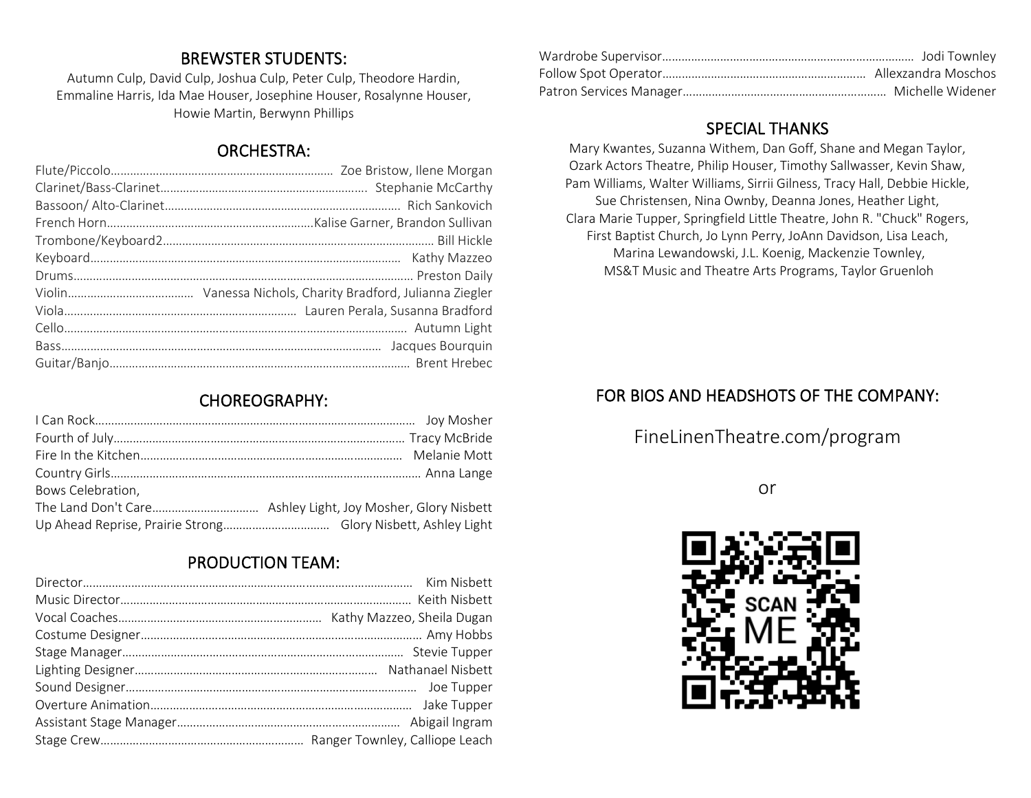## BREWSTER STUDENTS:

Autumn Culp, David Culp, Joshua Culp, Peter Culp, Theodore Hardin, Emmaline Harris, Ida Mae Houser, Josephine Houser, Rosalynne Houser, Howie Martin, Berwynn Phillips

## ORCHESTRA:

Flute/Piccolo.................................................................... Zoe Bristow, Ilene Morgan
Clarinet/Bass-Clarinet............................................................... Stephanie McCarthy
Bassoon/ Alto-Clarinet........................................................................ Rich Sankovich
French Horn...............................................................Kalise Garner, Brandon Sullivan
Trombone/Keyboard2................................................................................... Bill Hickle
Keyboard............................................................................................... Kathy Mazzeo
Drums......................................................................................................... Preston Daily
Violin...................................... Vanessa Nichols, Charity Bradford, Julianna Ziegler
Viola....................................................................... Lauren Perala, Susanna Bradford
Cello........................................................................................................ Autumn Light
Bass.................................................................................................. Jacques Bourquin
Guitar/Banjo............................................................................................ Brent Hrebec

## CHOREOGRAPHY:

I Can Rock.................................................................................................. Joy Mosher
Fourth of July........................................................................................ Tracy McBride
Fire In the Kitchen................................................................................. Melanie Mott
Country Girls............................................................................................... Anna Lange
Bows Celebration,
The Land Don't Care................................ Ashley Light, Joy Mosher, Glory Nisbett
Up Ahead Reprise, Prairie Strong................................ Glory Nisbett, Ashley Light

## PRODUCTION TEAM:

Director..................................................................................................... Kim Nisbett
Music Director......................................................................................... Keith Nisbett
Vocal Coaches.............................................................. Kathy Mazzeo, Sheila Dugan
Costume Designer...................................................................................... Amy Hobbs
Stage Manager....................................................................................... Stevie Tupper
Lighting Designer.......................................................................... Nathanael Nisbett
Sound Designer......................................................................................... Joe Tupper
Overture Animation................................................................................ Jake Tupper
Assistant Stage Manager.................................................................... Abigail Ingram
Stage Crew.............................................................. Ranger Townley, Calliope Leach
Wardrobe Supervisor............................................................................ Jodi Townley
Follow Spot Operator............................................................. Allexzandra Moschos
Patron Services Manager.............................................................. Michelle Widener

## SPECIAL THANKS

Mary Kwantes, Suzanna Withem, Dan Goff, Shane and Megan Taylor, Ozark Actors Theatre, Philip Houser, Timothy Sallwasser, Kevin Shaw, Pam Williams, Walter Williams, Sirrii Gilness, Tracy Hall, Debbie Hickle, Sue Christensen, Nina Ownby, Deanna Jones, Heather Light, Clara Marie Tupper, Springfield Little Theatre, John R. "Chuck" Rogers, First Baptist Church, Jo Lynn Perry, JoAnn Davidson, Lisa Leach, Marina Lewandowski, J.L. Koenig, Mackenzie Townley, MS&T Music and Theatre Arts Programs, Taylor Gruenloh

## FOR BIOS AND HEADSHOTS OF THE COMPANY:

FineLinenTheatre.com/program

or

SCAN ME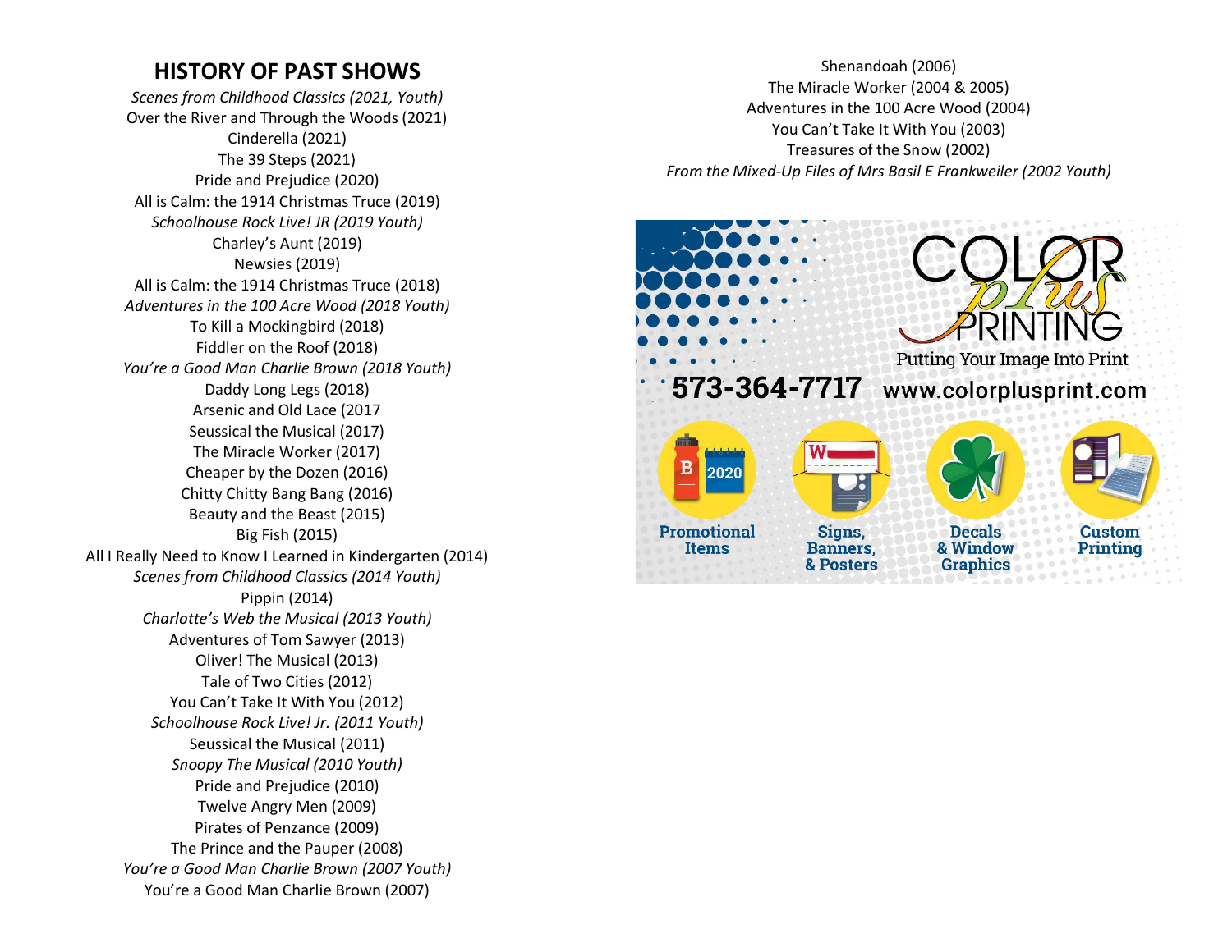## HISTORY OF PAST SHOWS

*Scenes from Childhood Classics (2021, Youth)*
Over the River and Through the Woods (2021)
Cinderella (2021)
The 39 Steps (2021)
Pride and Prejudice (2020)
All is Calm: the 1914 Christmas Truce (2019)
*Schoolhouse Rock Live! JR (2019 Youth)*
Charley's Aunt (2019)
Newsies (2019)
All is Calm: the 1914 Christmas Truce (2018)
*Adventures in the 100 Acre Wood (2018 Youth)*
To Kill a Mockingbird (2018)
Fiddler on the Roof (2018)
*You're a Good Man Charlie Brown (2018 Youth)*
Daddy Long Legs (2018)
Arsenic and Old Lace (2017
Seussical the Musical (2017)
The Miracle Worker (2017)
Cheaper by the Dozen (2016)
Chitty Chitty Bang Bang (2016)
Beauty and the Beast (2015)
Big Fish (2015)
All I Really Need to Know I Learned in Kindergarten (2014)
*Scenes from Childhood Classics (2014 Youth)*
Pippin (2014)
*Charlotte's Web the Musical (2013 Youth)*
Adventures of Tom Sawyer (2013)
Oliver! The Musical (2013)
Tale of Two Cities (2012)
You Can't Take It With You (2012)
*Schoolhouse Rock Live! Jr. (2011 Youth)*
Seussical the Musical (2011)
*Snoopy The Musical (2010 Youth)*
Pride and Prejudice (2010)
Twelve Angry Men (2009)
Pirates of Penzance (2009)
The Prince and the Pauper (2008)
*You're a Good Man Charlie Brown (2007 Youth)*
You're a Good Man Charlie Brown (2007)
Shenandoah (2006)
The Miracle Worker (2004 & 2005)
Adventures in the 100 Acre Wood (2004)
You Can't Take It With You (2003)
Treasures of the Snow (2002)
*From the Mixed-Up Files of Mrs Basil E Frankweiler (2002 Youth)*

COLOR plus PRINTING
Putting Your Image Into Print
573-364-7717 www.colorplusprint.com
Promotional Items | Signs, Banners, & Posters | Decals & Window Graphics | Custom Printing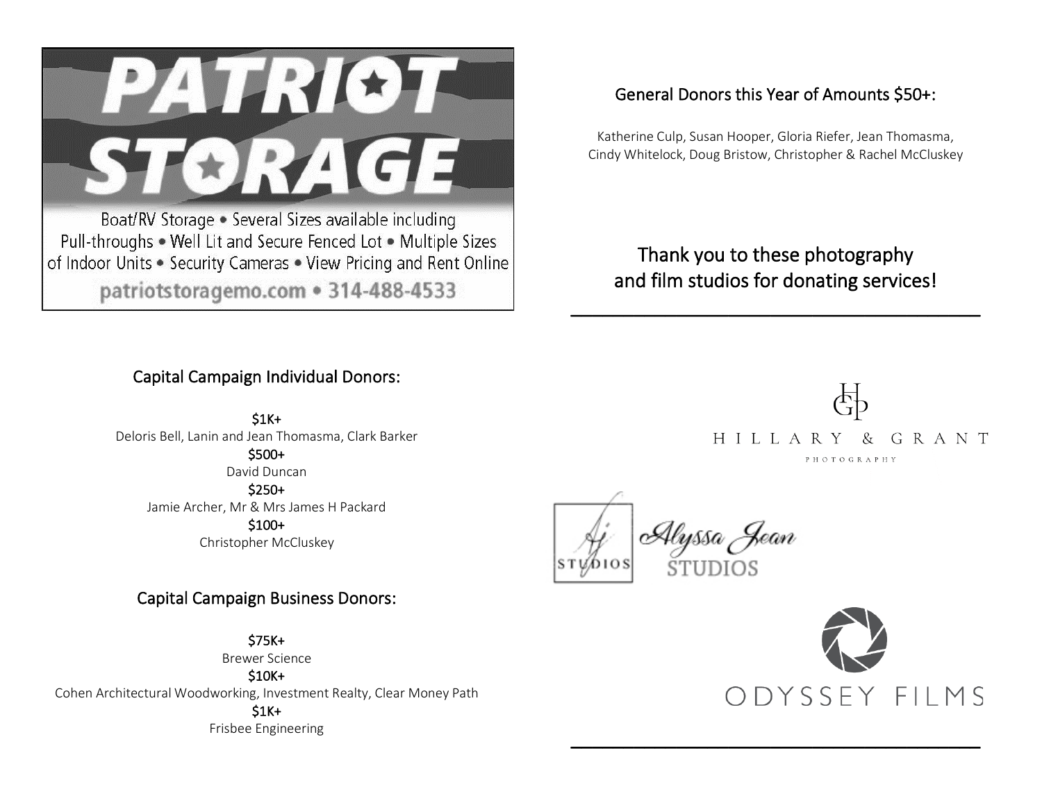PATRIOT STORAGE

Boat/RV Storage • Several Sizes available including Pull-throughs • Well Lit and Secure Fenced Lot • Multiple Sizes of Indoor Units • Security Cameras • View Pricing and Rent Online

patriotstoragemo.com • 314-488-4533

## Capital Campaign Individual Donors:

**$1K+**
Deloris Bell, Lanin and Jean Thomasma, Clark Barker

**$500+**
David Duncan

**$250+**
Jamie Archer, Mr & Mrs James H Packard

**$100+**
Christopher McCluskey

## Capital Campaign Business Donors:

**$75K+**
Brewer Science

**$10K+**
Cohen Architectural Woodworking, Investment Realty, Clear Money Path

**$1K+**
Frisbee Engineering

## General Donors this Year of Amounts $50+:

Katherine Culp, Susan Hooper, Gloria Riefer, Jean Thomasma, Cindy Whitelock, Doug Bristow, Christopher & Rachel McCluskey

## Thank you to these photography and film studios for donating services!

HILLARY & GRANT PHOTOGRAPHY

AJ STUDIOS Alyssa Jean STUDIOS

ODYSSEY FILMS